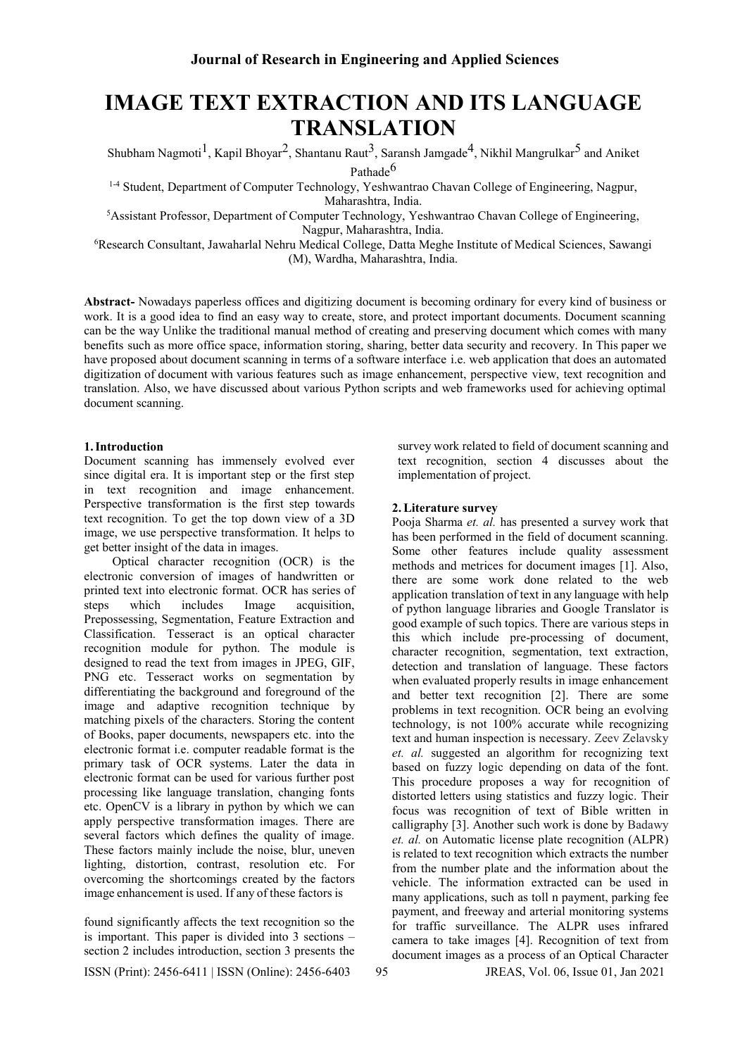# IMAGE TEXT EXTRACTION AND ITS LANGUAGE TRANSLATION

Shubham Nagmoti[1], Kapil Bhoyar[2], Shantanu Raut[3], Saransh Jamgade[4], Nikhil Mangrulkar[5] and Aniket Pathade[6]

[1-4] Student, Department of Computer Technology, Yeshwantrao Chavan College of Engineering, Nagpur, Maharashtra, India.

[5]Assistant Professor, Department of Computer Technology, Yeshwantrao Chavan College of Engineering, Nagpur, Maharashtra, India.

[6]Research Consultant, Jawaharlal Nehru Medical College, Datta Meghe Institute of Medical Sciences, Sawangi (M), Wardha, Maharashtra, India.

**Abstract-** Nowadays paperless offices and digitizing document is becoming ordinary for every kind of business or work. It is a good idea to find an easy way to create, store, and protect important documents. Document scanning can be the way Unlike the traditional manual method of creating and preserving document which comes with many benefits such as more office space, information storing, sharing, better data security and recovery. In This paper we have proposed about document scanning in terms of a software interface i.e. web application that does an automated digitization of document with various features such as image enhancement, perspective view, text recognition and translation. Also, we have discussed about various Python scripts and web frameworks used for achieving optimal document scanning.

## 1. Introduction

Document scanning has immensely evolved ever since digital era. It is important step or the first step in text recognition and image enhancement. Perspective transformation is the first step towards text recognition. To get the top down view of a 3D image, we use perspective transformation. It helps to get better insight of the data in images.

Optical character recognition (OCR) is the electronic conversion of images of handwritten or printed text into electronic format. OCR has series of steps which includes Image acquisition, Prepossessing, Segmentation, Feature Extraction and Classification. Tesseract is an optical character recognition module for python. The module is designed to read the text from images in JPEG, GIF, PNG etc. Tesseract works on segmentation by differentiating the background and foreground of the image and adaptive recognition technique by matching pixels of the characters. Storing the content of Books, paper documents, newspapers etc. into the electronic format i.e. computer readable format is the primary task of OCR systems. Later the data in electronic format can be used for various further post processing like language translation, changing fonts etc. OpenCV is a library in python by which we can apply perspective transformation images. There are several factors which defines the quality of image. These factors mainly include the noise, blur, uneven lighting, distortion, contrast, resolution etc. For overcoming the shortcomings created by the factors image enhancement is used. If any of these factors is found significantly affects the text recognition so the is important. This paper is divided into 3 sections – section 2 includes introduction, section 3 presents the survey work related to field of document scanning and text recognition, section 4 discusses about the implementation of project.

## 2. Literature survey

Pooja Sharma *et. al.* has presented a survey work that has been performed in the field of document scanning. Some other features include quality assessment methods and metrices for document images [1]. Also, there are some work done related to the web application translation of text in any language with help of python language libraries and Google Translator is good example of such topics. There are various steps in this which include pre-processing of document, character recognition, segmentation, text extraction, detection and translation of language. These factors when evaluated properly results in image enhancement and better text recognition [2]. There are some problems in text recognition. OCR being an evolving technology, is not 100% accurate while recognizing text and human inspection is necessary. Zeev Zelavsky *et. al.* suggested an algorithm for recognizing text based on fuzzy logic depending on data of the font. This procedure proposes a way for recognition of distorted letters using statistics and fuzzy logic. Their focus was recognition of text of Bible written in calligraphy [3]. Another such work is done by Badawy *et. al.* on Automatic license plate recognition (ALPR) is related to text recognition which extracts the number from the number plate and the information about the vehicle. The information extracted can be used in many applications, such as toll n payment, parking fee payment, and freeway and arterial monitoring systems for traffic surveillance. The ALPR uses infrared camera to take images [4]. Recognition of text from document images as a process of an Optical Character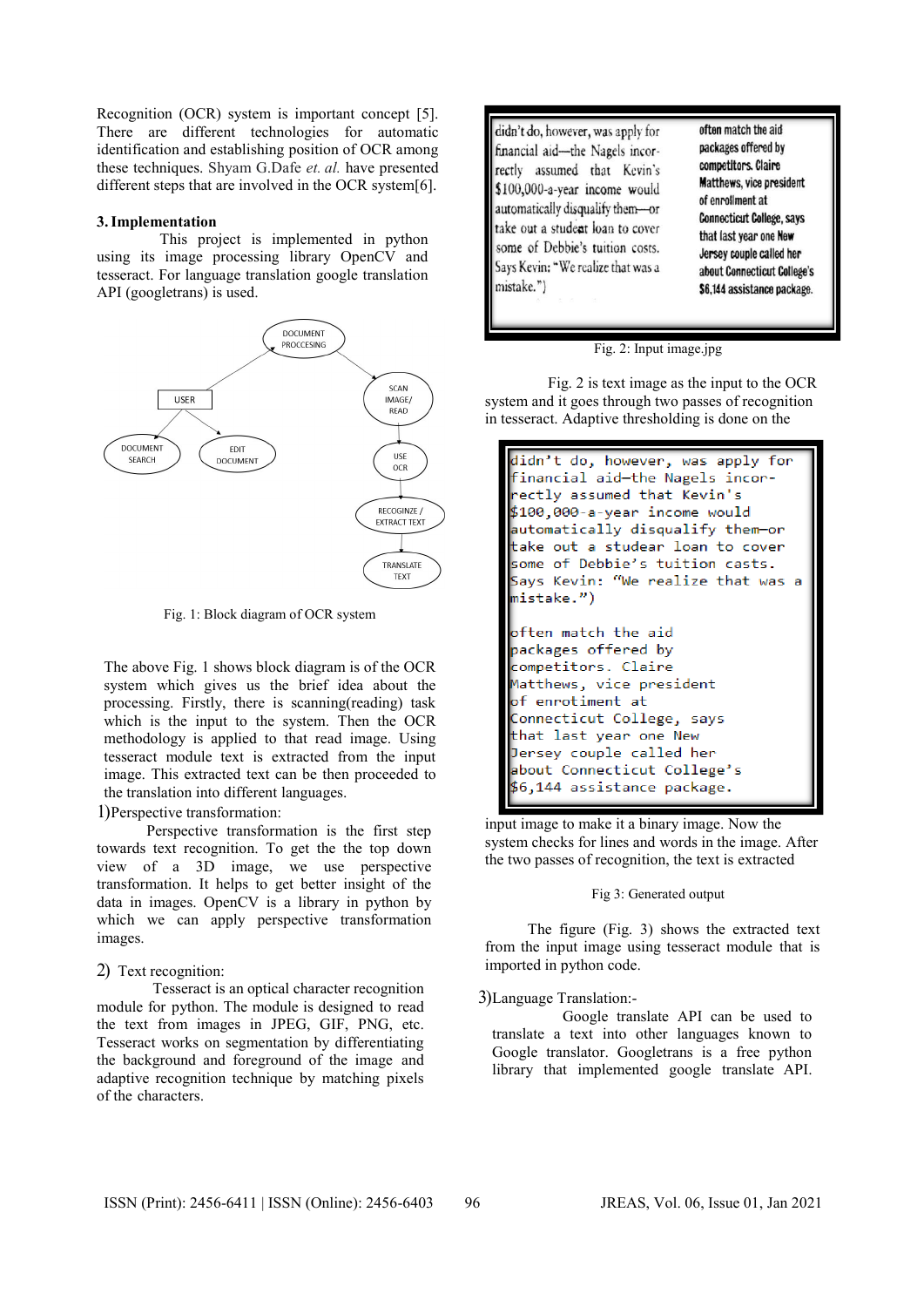Recognition (OCR) system is important concept [5]. There are different technologies for automatic identification and establishing position of OCR among these techniques. Shyam G.Dafe *et. al.* have presented different steps that are involved in the OCR system[6].

## 3. Implementation

This project is implemented in python using its image processing library OpenCV and tesseract. For language translation google translation API (googletrans) is used.

Fig. 1: Block diagram of OCR system

The above Fig. 1 shows block diagram is of the OCR system which gives us the brief idea about the processing. Firstly, there is scanning(reading) task which is the input to the system. Then the OCR methodology is applied to that read image. Using tesseract module text is extracted from the input image. This extracted text can be then proceeded to the translation into different languages.

1)Perspective transformation:

Perspective transformation is the first step towards text recognition. To get the the top down view of a 3D image, we use perspective transformation. It helps to get better insight of the data in images. OpenCV is a library in python by which we can apply perspective transformation images.

2) Text recognition:

Tesseract is an optical character recognition module for python. The module is designed to read the text from images in JPEG, GIF, PNG, etc. Tesseract works on segmentation by differentiating the background and foreground of the image and adaptive recognition technique by matching pixels of the characters.

Fig. 2: Input image.jpg

Fig. 2 is text image as the input to the OCR system and it goes through two passes of recognition in tesseract. Adaptive thresholding is done on the input image to make it a binary image. Now the system checks for lines and words in the image. After the two passes of recognition, the text is extracted

Fig 3: Generated output

The figure (Fig. 3) shows the extracted text from the input image using tesseract module that is imported in python code.

3)Language Translation:-

Google translate API can be used to translate a text into other languages known to Google translator. Googletrans is a free python library that implemented google translate API.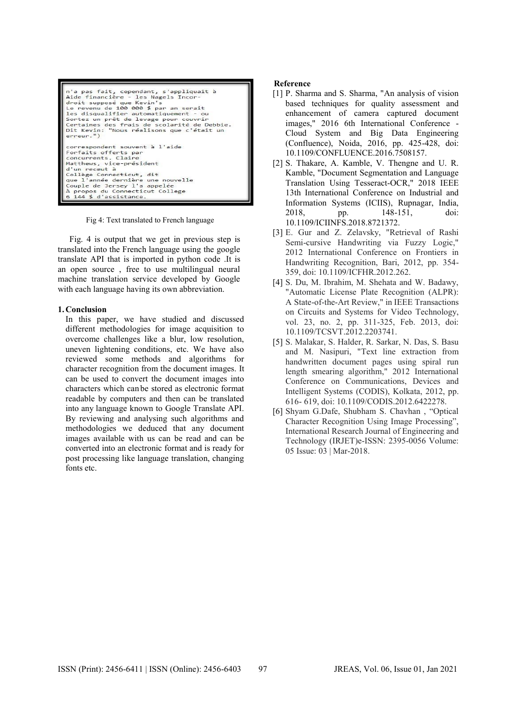```
n'a pas fait, cependant, s'appliquait à
Aide financière - les Nagels Incor-
droit supposé que Kevin's
Le revenu de 100 000 $ par an serait
les disqualifier automatiquement - ou
Sortez un prêt de levage pour couvrir
Certaines des frais de scolarité de Debbie.
Dit Kevin: "Nous réalisons que c'était un
erreur.")

correspondent souvent à l'aide
Forfaits offerts par
concurrents. Claire
Matthews, vice-président
d'un recœut à
Collège Connecticut, dit
que l'année dernière une nouvelle
Couple de Jersey l'a appelée
À propos du Connecticut College
6 144 $ d'assistance.
```

Fig 4: Text translated to French language

Fig. 4 is output that we get in previous step is translated into the French language using the google translate API that is imported in python code .It is an open source , free to use multilingual neural machine translation service developed by Google with each language having its own abbreviation.

## 1. Conclusion

In this paper, we have studied and discussed different methodologies for image acquisition to overcome challenges like a blur, low resolution, uneven lightening conditions, etc. We have also reviewed some methods and algorithms for character recognition from the document images. It can be used to convert the document images into characters which can be stored as electronic format readable by computers and then can be translated into any language known to Google Translate API. By reviewing and analysing such algorithms and methodologies we deduced that any document images available with us can be read and can be converted into an electronic format and is ready for post processing like language translation, changing fonts etc.

## Reference

[1] P. Sharma and S. Sharma, "An analysis of vision based techniques for quality assessment and enhancement of camera captured document images," 2016 6th International Conference - Cloud System and Big Data Engineering (Confluence), Noida, 2016, pp. 425-428, doi: 10.1109/CONFLUENCE.2016.7508157.

[2] S. Thakare, A. Kamble, V. Thengne and U. R. Kamble, "Document Segmentation and Language Translation Using Tesseract-OCR," 2018 IEEE 13th International Conference on Industrial and Information Systems (ICIIS), Rupnagar, India, 2018, pp. 148-151, doi: 10.1109/ICIINFS.2018.8721372.

[3] E. Gur and Z. Zelavsky, "Retrieval of Rashi Semi-cursive Handwriting via Fuzzy Logic," 2012 International Conference on Frontiers in Handwriting Recognition, Bari, 2012, pp. 354-359, doi: 10.1109/ICFHR.2012.262.

[4] S. Du, M. Ibrahim, M. Shehata and W. Badawy, "Automatic License Plate Recognition (ALPR): A State-of-the-Art Review," in IEEE Transactions on Circuits and Systems for Video Technology, vol. 23, no. 2, pp. 311-325, Feb. 2013, doi: 10.1109/TCSVT.2012.2203741.

[5] S. Malakar, S. Halder, R. Sarkar, N. Das, S. Basu and M. Nasipuri, "Text line extraction from handwritten document pages using spiral run length smearing algorithm," 2012 International Conference on Communications, Devices and Intelligent Systems (CODIS), Kolkata, 2012, pp. 616- 619, doi: 10.1109/CODIS.2012.6422278.

[6] Shyam G.Dafe, Shubham S. Chavhan , "Optical Character Recognition Using Image Processing", International Research Journal of Engineering and Technology (IRJET)e-ISSN: 2395-0056 Volume: 05 Issue: 03 | Mar-2018.